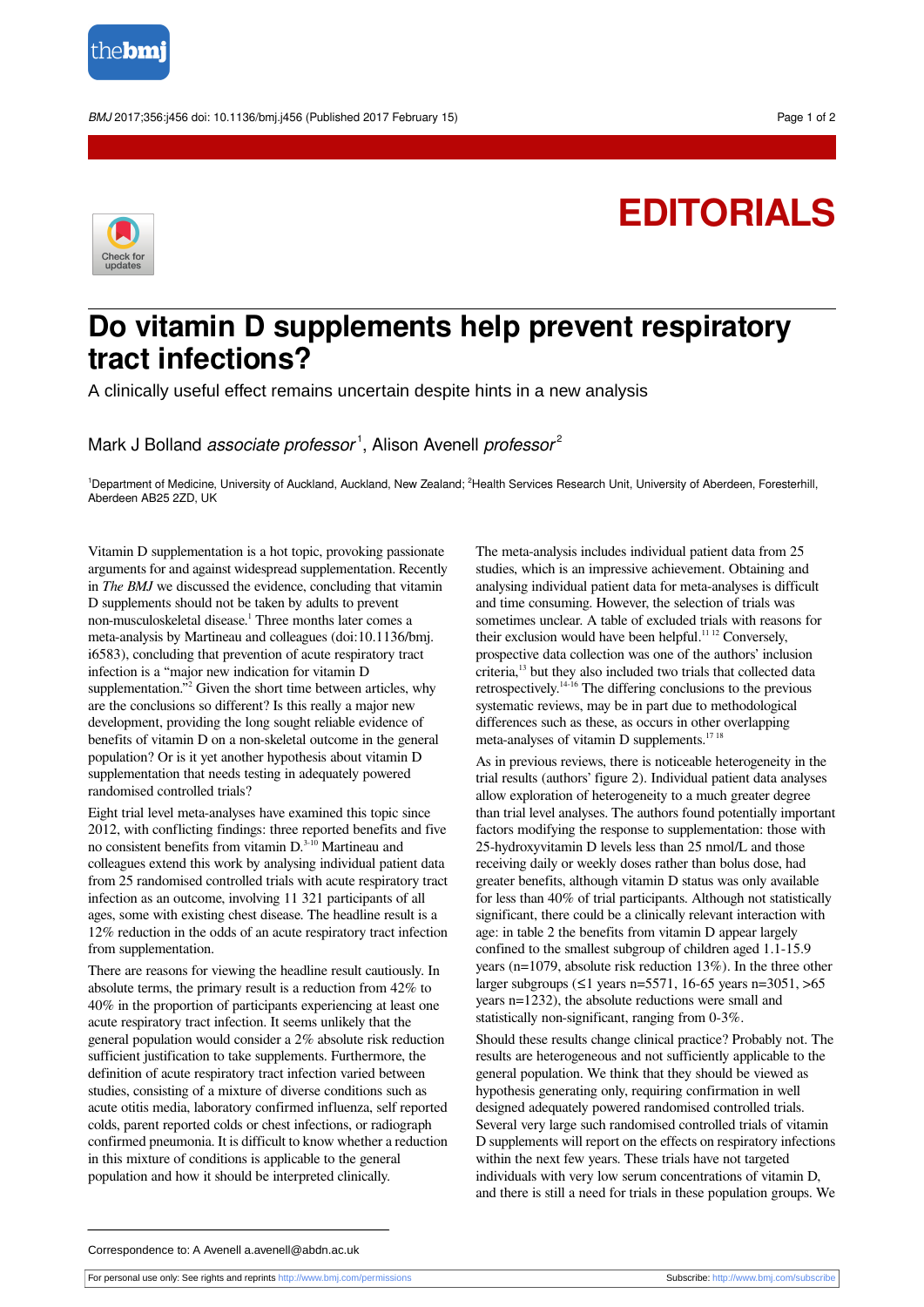# EDITORIALS

# Do vitamin D supplements help prevent respiratory tract infections?

A clinically useful effect remains uncertain despite hints in a new analysis

Mark J Bolland *associate professor*[1], Alison Avenell *professor*[2]

[1]Department of Medicine, University of Auckland, Auckland, New Zealand; [2]Health Services Research Unit, University of Aberdeen, Foresterhill, Aberdeen AB25 2ZD, UK

Vitamin D supplementation is a hot topic, provoking passionate arguments for and against widespread supplementation. Recently in *The BMJ* we discussed the evidence, concluding that vitamin D supplements should not be taken by adults to prevent non-musculoskeletal disease.[1] Three months later comes a meta-analysis by Martineau and colleagues (doi:10.1136/bmj.i6583), concluding that prevention of acute respiratory tract infection is a "major new indication for vitamin D supplementation."[2] Given the short time between articles, why are the conclusions so different? Is this really a major new development, providing the long sought reliable evidence of benefits of vitamin D on a non-skeletal outcome in the general population? Or is it yet another hypothesis about vitamin D supplementation that needs testing in adequately powered randomised controlled trials?

Eight trial level meta-analyses have examined this topic since 2012, with conflicting findings: three reported benefits and five no consistent benefits from vitamin D.[3-10] Martineau and colleagues extend this work by analysing individual patient data from 25 randomised controlled trials with acute respiratory tract infection as an outcome, involving 11 321 participants of all ages, some with existing chest disease. The headline result is a 12% reduction in the odds of an acute respiratory tract infection from supplementation.

There are reasons for viewing the headline result cautiously. In absolute terms, the primary result is a reduction from 42% to 40% in the proportion of participants experiencing at least one acute respiratory tract infection. It seems unlikely that the general population would consider a 2% absolute risk reduction sufficient justification to take supplements. Furthermore, the definition of acute respiratory tract infection varied between studies, consisting of a mixture of diverse conditions such as acute otitis media, laboratory confirmed influenza, self reported colds, parent reported colds or chest infections, or radiograph confirmed pneumonia. It is difficult to know whether a reduction in this mixture of conditions is applicable to the general population and how it should be interpreted clinically.

The meta-analysis includes individual patient data from 25 studies, which is an impressive achievement. Obtaining and analysing individual patient data for meta-analyses is difficult and time consuming. However, the selection of trials was sometimes unclear. A table of excluded trials with reasons for their exclusion would have been helpful.[11 12] Conversely, prospective data collection was one of the authors' inclusion criteria,[13] but they also included two trials that collected data retrospectively.[14-16] The differing conclusions to the previous systematic reviews, may be in part due to methodological differences such as these, as occurs in other overlapping meta-analyses of vitamin D supplements.[17 18]

As in previous reviews, there is noticeable heterogeneity in the trial results (authors' figure 2). Individual patient data analyses allow exploration of heterogeneity to a much greater degree than trial level analyses. The authors found potentially important factors modifying the response to supplementation: those with 25-hydroxyvitamin D levels less than 25 nmol/L and those receiving daily or weekly doses rather than bolus dose, had greater benefits, although vitamin D status was only available for less than 40% of trial participants. Although not statistically significant, there could be a clinically relevant interaction with age: in table 2 the benefits from vitamin D appear largely confined to the smallest subgroup of children aged 1.1-15.9 years (n=1079, absolute risk reduction 13%). In the three other larger subgroups (≤1 years n=5571, 16-65 years n=3051, >65 years n=1232), the absolute reductions were small and statistically non-significant, ranging from 0-3%.

Should these results change clinical practice? Probably not. The results are heterogeneous and not sufficiently applicable to the general population. We think that they should be viewed as hypothesis generating only, requiring confirmation in well designed adequately powered randomised controlled trials. Several very large such randomised controlled trials of vitamin D supplements will report on the effects on respiratory infections within the next few years. These trials have not targeted individuals with very low serum concentrations of vitamin D, and there is still a need for trials in these population groups. We

Correspondence to: A Avenell a.avenell@abdn.ac.uk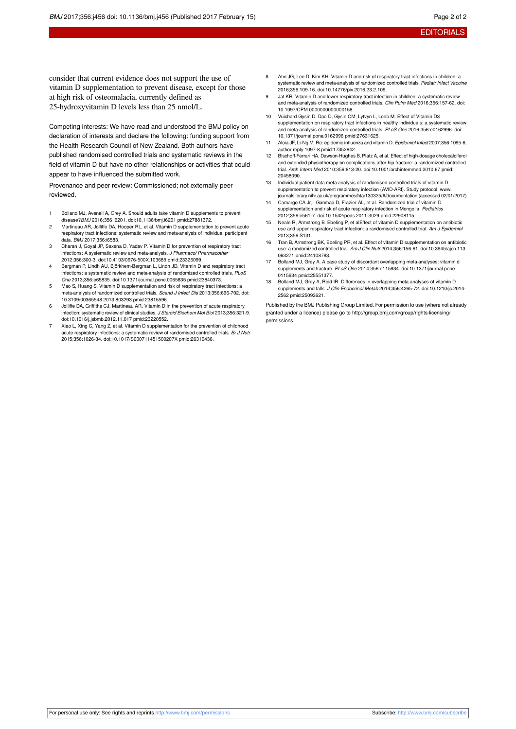consider that current evidence does not support the use of vitamin D supplementation to prevent disease, except for those at high risk of osteomalacia, currently defined as 25-hydroxyvitamin D levels less than 25 nmol/L.

Competing interests: We have read and understood the BMJ policy on declaration of interests and declare the following: funding support from the Health Research Council of New Zealand. Both authors have published randomised controlled trials and systematic reviews in the field of vitamin D but have no other relationships or activities that could appear to have influenced the submitted work.

Provenance and peer review: Commissioned; not externally peer reviewed.

1. Bolland MJ, Avenell A, Grey A. Should adults take vitamin D supplements to prevent disease?*BMJ* 2016;356:i6201. doi:10.1136/bmj.i6201 pmid:27881372.
2. Martineau AR, Jolliffe DA, Hooper RL, et al. Vitamin D supplementation to prevent acute respiratory tract infections: systematic review and meta-analysis of individual participant data. *BMJ* 2017;356:i6583.
3. Charan J, Goyal JP, Saxena D, Yadav P. Vitamin D for prevention of respiratory tract infections: A systematic review and meta-analysis. *J Pharmacol Pharmacother* 2012;356:300-3. doi:10.4103/0976-500X.103685 pmid:23326099.
4. Bergman P, Lindh AU, Björkhem-Bergman L, Lindh JD. Vitamin D and respiratory tract infections: a systematic review and meta-analysis of randomized controlled trials. *PLoS One* 2013;356:e65835. doi:10.1371/journal.pone.0065835 pmid:23840373.
5. Mao S, Huang S. Vitamin D supplementation and risk of respiratory tract infections: a meta-analysis of randomized controlled trials. *Scand J Infect Dis* 2013;356:696-702. doi:10.3109/00365548.2013.803293 pmid:23815596.
6. Jolliffe DA, Griffiths CJ, Martineau AR. Vitamin D in the prevention of acute respiratory infection: systematic review of clinical studies. *J Steroid Biochem Mol Biol* 2013;356:321-9. doi:10.1016/j.jsbmb.2012.11.017 pmid:23220552.
7. Xiao L, Xing C, Yang Z, et al. Vitamin D supplementation for the prevention of childhood acute respiratory infections: a systematic review of randomised controlled trials. *Br J Nutr* 2015;356:1026-34. doi:10.1017/S000711451500207X pmid:26310436.
8. Ahn JG, Lee D, Kim KH. Vitamin D and risk of respiratory tract infections in children: a systematic review and meta-analysis of randomized controlled trials. *Pediatr Infect Vaccine* 2016;356:109-16. doi:10.14776/piv.2016.23.2.109.
9. Jat KR. Vitamin D and lower respiratory tract infection in children: a systematic review and meta-analysis of randomized controlled trials. *Clin Pulm Med* 2016;356:157-62. doi:10.1097/CPM.0000000000000158.
10. Vuichard Gysin D, Dao D, Gysin CM, Lytvyn L, Loeb M. Effect of Vitamin D3 supplementation on respiratory tract infections in healthy individuals: a systematic review and meta-analysis of randomized controlled trials. *PLoS One* 2016;356:e0162996. doi:10.1371/journal.pone.0162996 pmid:27631625.
11. Aloia JF, Li-Ng M. Re: epidemic influenza and vitamin D. *Epidemiol Infect* 2007;356:1095-6, author reply 1097-8.pmid:17352842.
12. Bischoff-Ferrari HA, Dawson-Hughes B, Platz A, et al. Effect of high-dosage cholecalciferol and extended physiotherapy on complications after hip fracture: a randomized controlled trial. *Arch Intern Med* 2010;356:813-20. doi:10.1001/archinternmed.2010.67 pmid:20458090.
13. Individual patient data meta-analysis of randomised controlled trials of vitamin D supplementation to prevent respiratory infection (AVID-ARI). Study protocol. www.journalslibrary.nihr.ac.uk/programmes/hta/130325/#/documentation (accessed 02/01/2017)
14. Camargo CA Jr, , Ganmaa D, Frazier AL, et al. Randomized trial of vitamin D supplementation and risk of acute respiratory infection in Mongolia. *Pediatrics* 2012;356:e561-7. doi:10.1542/peds.2011-3029 pmid:22908115.
15. Neale R, Armstrong B, Ebeling P, et alEffect of vitamin D supplementation on antibiotic use and upper respiratory tract infection: a randomised controlled trial. *Am J Epidemiol* 2013;356:S131.
16. Tran B, Armstrong BK, Ebeling PR, et al. Effect of vitamin D supplementation on antibiotic use: a randomized controlled trial. *Am J Clin Nutr* 2014;356:156-61. doi:10.3945/ajcn.113.063271 pmid:24108783.
17. Bolland MJ, Grey A. A case study of discordant overlapping meta-analyses: vitamin d supplements and fracture. *PLoS One* 2014;356:e115934. doi:10.1371/journal.pone.0115934 pmid:25551377.
18. Bolland MJ, Grey A, Reid IR. Differences in overlapping meta-analyses of vitamin D supplements and falls. *J Clin Endocrinol Metab* 2014;356:4265-72. doi:10.1210/jc.2014-2562 pmid:25093621.

Published by the BMJ Publishing Group Limited. For permission to use (where not already granted under a licence) please go to http://group.bmj.com/group/rights-licensing/permissions